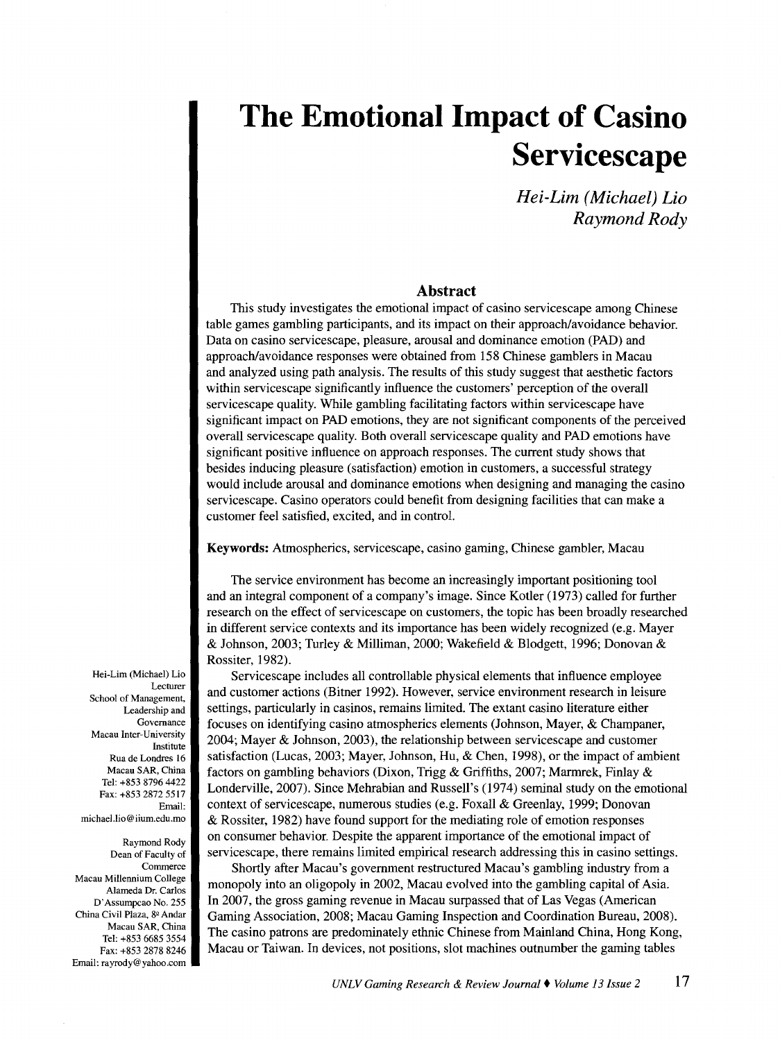# The Emotional Impact of Casino Servicescape

*Hei-Lim (Michael) Lio*
*Raymond Rody*

## Abstract

This study investigates the emotional impact of casino servicescape among Chinese table games gambling participants, and its impact on their approach/avoidance behavior. Data on casino servicescape, pleasure, arousal and dominance emotion (PAD) and approach/avoidance responses were obtained from 158 Chinese gamblers in Macau and analyzed using path analysis. The results of this study suggest that aesthetic factors within servicescape significantly influence the customers' perception of the overall servicescape quality. While gambling facilitating factors within servicescape have significant impact on PAD emotions, they are not significant components of the perceived overall servicescape quality. Both overall servicescape quality and PAD emotions have significant positive influence on approach responses. The current study shows that besides inducing pleasure (satisfaction) emotion in customers, a successful strategy would include arousal and dominance emotions when designing and managing the casino servicescape. Casino operators could benefit from designing facilities that can make a customer feel satisfied, excited, and in control.

**Keywords:** Atmospherics, servicescape, casino gaming, Chinese gambler, Macau

The service environment has become an increasingly important positioning tool and an integral component of a company's image. Since Kotler (1973) called for further research on the effect of servicescape on customers, the topic has been broadly researched in different service contexts and its importance has been widely recognized (e.g. Mayer & Johnson, 2003; Turley & Milliman, 2000; Wakefield & Blodgett, 1996; Donovan & Rossiter, 1982).

Servicescape includes all controllable physical elements that influence employee and customer actions (Bitner 1992). However, service environment research in leisure settings, particularly in casinos, remains limited. The extant casino literature either focuses on identifying casino atmospherics elements (Johnson, Mayer, & Champaner, 2004; Mayer & Johnson, 2003), the relationship between servicescape and customer satisfaction (Lucas, 2003; Mayer, Johnson, Hu, & Chen, 1998), or the impact of ambient factors on gambling behaviors (Dixon, Trigg & Griffiths, 2007; Marmrek, Finlay & Londerville, 2007). Since Mehrabian and Russell's (1974) seminal study on the emotional context of servicescape, numerous studies (e.g. Foxall & Greenlay, 1999; Donovan & Rossiter, 1982) have found support for the mediating role of emotion responses on consumer behavior. Despite the apparent importance of the emotional impact of servicescape, there remains limited empirical research addressing this in casino settings.

Shortly after Macau's government restructured Macau's gambling industry from a monopoly into an oligopoly in 2002, Macau evolved into the gambling capital of Asia. In 2007, the gross gaming revenue in Macau surpassed that of Las Vegas (American Gaming Association, 2008; Macau Gaming Inspection and Coordination Bureau, 2008). The casino patrons are predominately ethnic Chinese from Mainland China, Hong Kong, Macau or Taiwan. In devices, not positions, slot machines outnumber the gaming tables

Hei-Lim (Michael) Lio
Lecturer
School of Management, Leadership and Governance
Macau Inter-University Institute
Rua de Londres 16
Macau SAR, China
Tel: +853 8796 4422
Fax: +853 2872 5517
Email: michael.lio@iium.edu.mo

Raymond Rody
Dean of Faculty of Commerce
Macau Millennium College
Alameda Dr. Carlos D'Assumpcao No. 255
China Civil Plaza, 8º Andar
Macau SAR, China
Tel: +853 6685 3554
Fax: +853 2878 8246
Email: rayrody@yahoo.com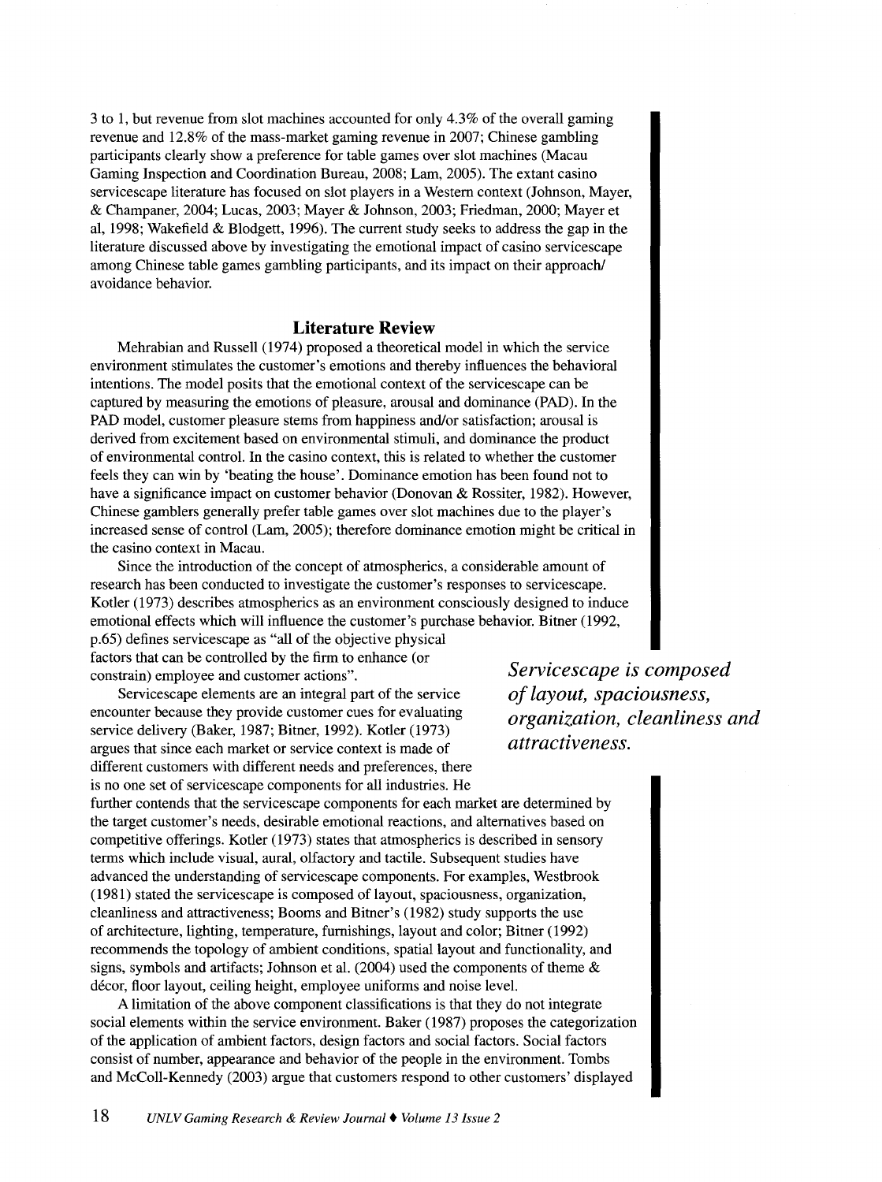3 to 1, but revenue from slot machines accounted for only 4.3% of the overall gaming revenue and 12.8% of the mass-market gaming revenue in 2007; Chinese gambling participants clearly show a preference for table games over slot machines (Macau Gaming Inspection and Coordination Bureau, 2008; Lam, 2005). The extant casino servicescape literature has focused on slot players in a Western context (Johnson, Mayer, & Champaner, 2004; Lucas, 2003; Mayer & Johnson, 2003; Friedman, 2000; Mayer et al, 1998; Wakefield & Blodgett, 1996). The current study seeks to address the gap in the literature discussed above by investigating the emotional impact of casino servicescape among Chinese table games gambling participants, and its impact on their approach/avoidance behavior.

## Literature Review

Mehrabian and Russell (1974) proposed a theoretical model in which the service environment stimulates the customer's emotions and thereby influences the behavioral intentions. The model posits that the emotional context of the servicescape can be captured by measuring the emotions of pleasure, arousal and dominance (PAD). In the PAD model, customer pleasure stems from happiness and/or satisfaction; arousal is derived from excitement based on environmental stimuli, and dominance the product of environmental control. In the casino context, this is related to whether the customer feels they can win by 'beating the house'. Dominance emotion has been found not to have a significance impact on customer behavior (Donovan & Rossiter, 1982). However, Chinese gamblers generally prefer table games over slot machines due to the player's increased sense of control (Lam, 2005); therefore dominance emotion might be critical in the casino context in Macau.

Since the introduction of the concept of atmospherics, a considerable amount of research has been conducted to investigate the customer's responses to servicescape. Kotler (1973) describes atmospherics as an environment consciously designed to induce emotional effects which will influence the customer's purchase behavior. Bitner (1992, p.65) defines servicescape as "all of the objective physical factors that can be controlled by the firm to enhance (or constrain) employee and customer actions".

*Servicescape is composed of layout, spaciousness, organization, cleanliness and attractiveness.*

Servicescape elements are an integral part of the service encounter because they provide customer cues for evaluating service delivery (Baker, 1987; Bitner, 1992). Kotler (1973) argues that since each market or service context is made of different customers with different needs and preferences, there is no one set of servicescape components for all industries. He further contends that the servicescape components for each market are determined by the target customer's needs, desirable emotional reactions, and alternatives based on competitive offerings. Kotler (1973) states that atmospherics is described in sensory terms which include visual, aural, olfactory and tactile. Subsequent studies have advanced the understanding of servicescape components. For examples, Westbrook (1981) stated the servicescape is composed of layout, spaciousness, organization, cleanliness and attractiveness; Booms and Bitner's (1982) study supports the use of architecture, lighting, temperature, furnishings, layout and color; Bitner (1992) recommends the topology of ambient conditions, spatial layout and functionality, and signs, symbols and artifacts; Johnson et al. (2004) used the components of theme & décor, floor layout, ceiling height, employee uniforms and noise level.

A limitation of the above component classifications is that they do not integrate social elements within the service environment. Baker (1987) proposes the categorization of the application of ambient factors, design factors and social factors. Social factors consist of number, appearance and behavior of the people in the environment. Tombs and McColl-Kennedy (2003) argue that customers respond to other customers' displayed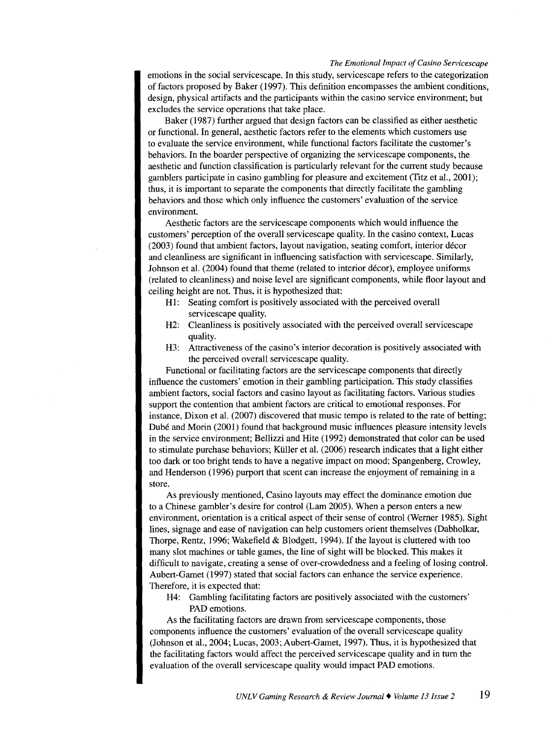emotions in the social servicescape. In this study, servicescape refers to the categorization of factors proposed by Baker (1997). This definition encompasses the ambient conditions, design, physical artifacts and the participants within the casino service environment; but excludes the service operations that take place.

Baker (1987) further argued that design factors can be classified as either aesthetic or functional. In general, aesthetic factors refer to the elements which customers use to evaluate the service environment, while functional factors facilitate the customer's behaviors. In the boarder perspective of organizing the servicescape components, the aesthetic and function classification is particularly relevant for the current study because gamblers participate in casino gambling for pleasure and excitement (Titz et al., 2001); thus, it is important to separate the components that directly facilitate the gambling behaviors and those which only influence the customers' evaluation of the service environment.

Aesthetic factors are the servicescape components which would influence the customers' perception of the overall servicescape quality. In the casino context, Lucas (2003) found that ambient factors, layout navigation, seating comfort, interior décor and cleanliness are significant in influencing satisfaction with servicescape. Similarly, Johnson et al. (2004) found that theme (related to interior décor), employee uniforms (related to cleanliness) and noise level are significant components, while floor layout and ceiling height are not. Thus, it is hypothesized that:

- H1: Seating comfort is positively associated with the perceived overall servicescape quality.
- H2: Cleanliness is positively associated with the perceived overall servicescape quality.
- H3: Attractiveness of the casino's interior decoration is positively associated with the perceived overall servicescape quality.

Functional or facilitating factors are the servicescape components that directly influence the customers' emotion in their gambling participation. This study classifies ambient factors, social factors and casino layout as facilitating factors. Various studies support the contention that ambient factors are critical to emotional responses. For instance, Dixon et al. (2007) discovered that music tempo is related to the rate of betting; Dubé and Morin (2001) found that background music influences pleasure intensity levels in the service environment; Bellizzi and Hite (1992) demonstrated that color can be used to stimulate purchase behaviors; Küller et al. (2006) research indicates that a light either too dark or too bright tends to have a negative impact on mood; Spangenberg, Crowley, and Henderson (1996) purport that scent can increase the enjoyment of remaining in a store.

As previously mentioned, Casino layouts may effect the dominance emotion due to a Chinese gambler's desire for control (Lam 2005). When a person enters a new environment, orientation is a critical aspect of their sense of control (Werner 1985). Sight lines, signage and ease of navigation can help customers orient themselves (Dabholkar, Thorpe, Rentz, 1996; Wakefield & Blodgett, 1994). If the layout is cluttered with too many slot machines or table games, the line of sight will be blocked. This makes it difficult to navigate, creating a sense of over-crowdedness and a feeling of losing control. Aubert-Gamet (1997) stated that social factors can enhance the service experience. Therefore, it is expected that:

- H4: Gambling facilitating factors are positively associated with the customers' PAD emotions.

As the facilitating factors are drawn from servicescape components, those components influence the customers' evaluation of the overall servicescape quality (Johnson et al., 2004; Lucas, 2003; Aubert-Gamet, 1997). Thus, it is hypothesized that the facilitating factors would affect the perceived servicescape quality and in turn the evaluation of the overall servicescape quality would impact PAD emotions.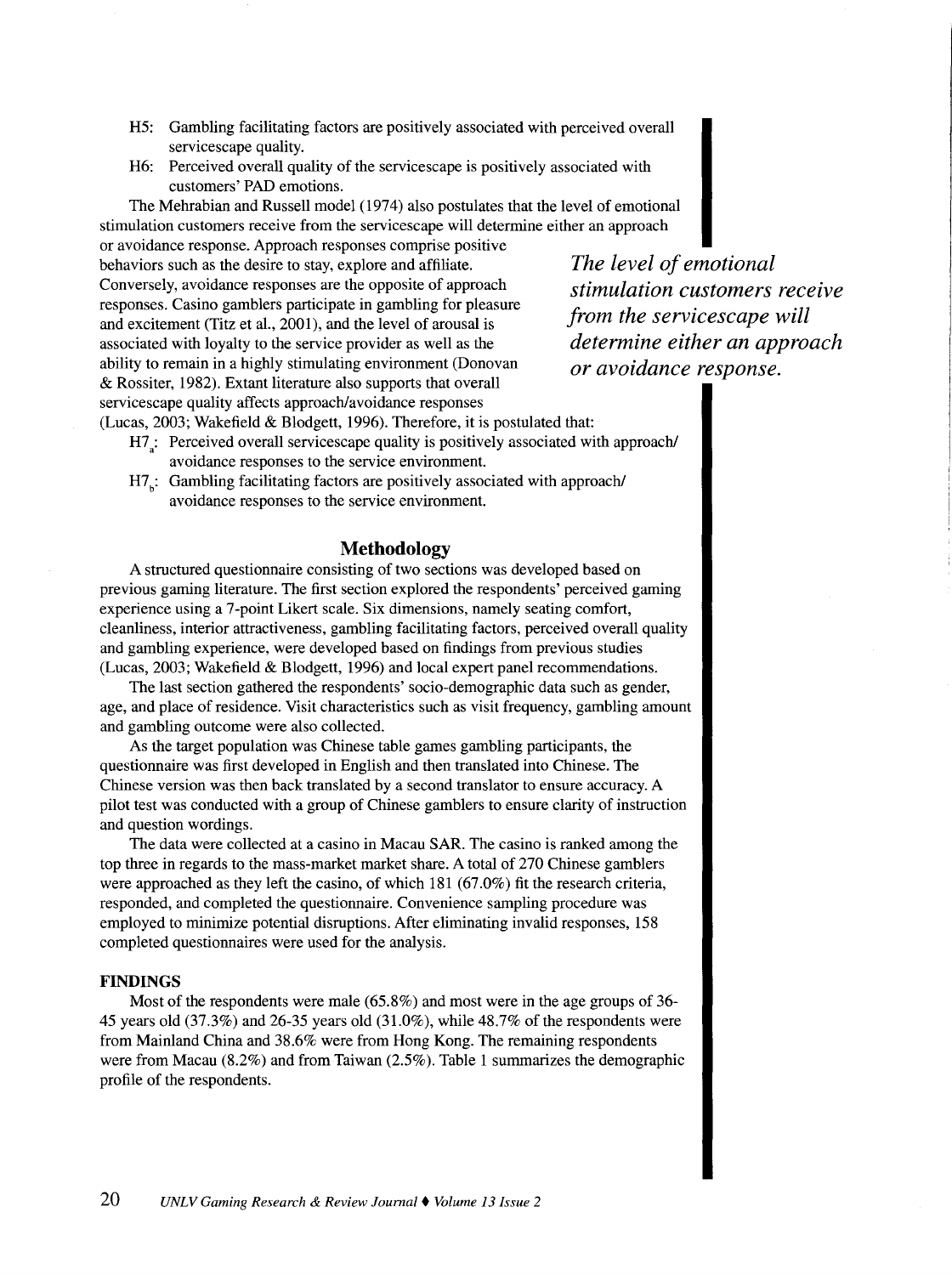H5: Gambling facilitating factors are positively associated with perceived overall servicescape quality.

H6: Perceived overall quality of the servicescape is positively associated with customers' PAD emotions.

The Mehrabian and Russell model (1974) also postulates that the level of emotional stimulation customers receive from the servicescape will determine either an approach or avoidance response. Approach responses comprise positive behaviors such as the desire to stay, explore and affiliate. Conversely, avoidance responses are the opposite of approach responses. Casino gamblers participate in gambling for pleasure and excitement (Titz et al., 2001), and the level of arousal is associated with loyalty to the service provider as well as the ability to remain in a highly stimulating environment (Donovan & Rossiter, 1982). Extant literature also supports that overall servicescape quality affects approach/avoidance responses (Lucas, 2003; Wakefield & Blodgett, 1996). Therefore, it is postulated that:

*The level of emotional stimulation customers receive from the servicescape will determine either an approach or avoidance response.*

$H7_a$: Perceived overall servicescape quality is positively associated with approach/avoidance responses to the service environment.

$H7_b$: Gambling facilitating factors are positively associated with approach/avoidance responses to the service environment.

## Methodology

A structured questionnaire consisting of two sections was developed based on previous gaming literature. The first section explored the respondents' perceived gaming experience using a 7-point Likert scale. Six dimensions, namely seating comfort, cleanliness, interior attractiveness, gambling facilitating factors, perceived overall quality and gambling experience, were developed based on findings from previous studies (Lucas, 2003; Wakefield & Blodgett, 1996) and local expert panel recommendations.

The last section gathered the respondents' socio-demographic data such as gender, age, and place of residence. Visit characteristics such as visit frequency, gambling amount and gambling outcome were also collected.

As the target population was Chinese table games gambling participants, the questionnaire was first developed in English and then translated into Chinese. The Chinese version was then back translated by a second translator to ensure accuracy. A pilot test was conducted with a group of Chinese gamblers to ensure clarity of instruction and question wordings.

The data were collected at a casino in Macau SAR. The casino is ranked among the top three in regards to the mass-market market share. A total of 270 Chinese gamblers were approached as they left the casino, of which 181 (67.0%) fit the research criteria, responded, and completed the questionnaire. Convenience sampling procedure was employed to minimize potential disruptions. After eliminating invalid responses, 158 completed questionnaires were used for the analysis.

### FINDINGS

Most of the respondents were male (65.8%) and most were in the age groups of 36-45 years old (37.3%) and 26-35 years old (31.0%), while 48.7% of the respondents were from Mainland China and 38.6% were from Hong Kong. The remaining respondents were from Macau (8.2%) and from Taiwan (2.5%). Table 1 summarizes the demographic profile of the respondents.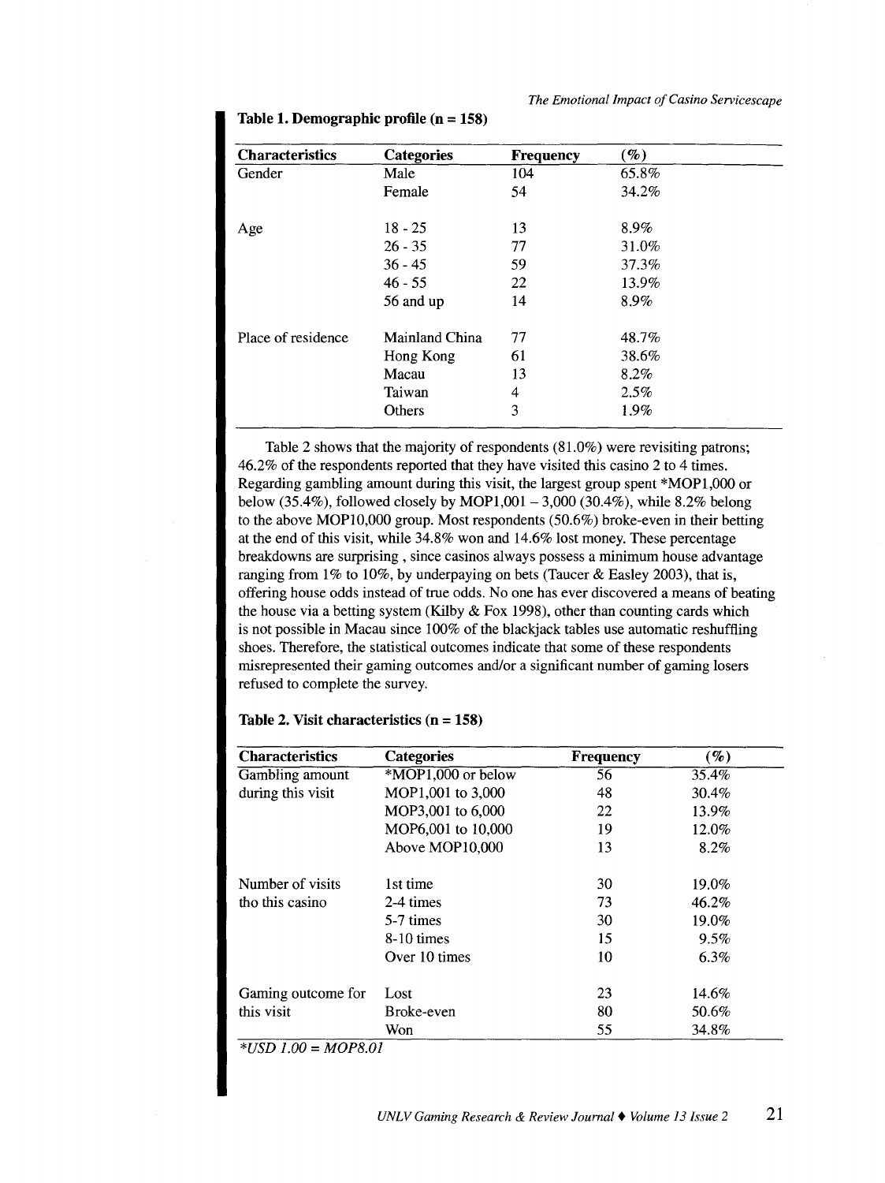**Table 1. Demographic profile (n = 158)**

| Characteristics | Categories | Frequency | (%) |
|---|---|---|---|
| Gender | Male | 104 | 65.8% |
| | Female | 54 | 34.2% |
| Age | 18 - 25 | 13 | 8.9% |
| | 26 - 35 | 77 | 31.0% |
| | 36 - 45 | 59 | 37.3% |
| | 46 - 55 | 22 | 13.9% |
| | 56 and up | 14 | 8.9% |
| Place of residence | Mainland China | 77 | 48.7% |
| | Hong Kong | 61 | 38.6% |
| | Macau | 13 | 8.2% |
| | Taiwan | 4 | 2.5% |
| | Others | 3 | 1.9% |

Table 2 shows that the majority of respondents (81.0%) were revisiting patrons; 46.2% of the respondents reported that they have visited this casino 2 to 4 times. Regarding gambling amount during this visit, the largest group spent *MOP1,000 or below (35.4%), followed closely by MOP1,001 – 3,000 (30.4%), while 8.2% belong to the above MOP10,000 group. Most respondents (50.6%) broke-even in their betting at the end of this visit, while 34.8% won and 14.6% lost money. These percentage breakdowns are surprising , since casinos always possess a minimum house advantage ranging from 1% to 10%, by underpaying on bets (Taucer & Easley 2003), that is, offering house odds instead of true odds. No one has ever discovered a means of beating the house via a betting system (Kilby & Fox 1998), other than counting cards which is not possible in Macau since 100% of the blackjack tables use automatic reshuffling shoes. Therefore, the statistical outcomes indicate that some of these respondents misrepresented their gaming outcomes and/or a significant number of gaming losers refused to complete the survey.

**Table 2. Visit characteristics (n = 158)**

| Characteristics | Categories | Frequency | (%) |
|---|---|---|---|
| Gambling amount during this visit | *MOP1,000 or below | 56 | 35.4% |
| | MOP1,001 to 3,000 | 48 | 30.4% |
| | MOP3,001 to 6,000 | 22 | 13.9% |
| | MOP6,001 to 10,000 | 19 | 12.0% |
| | Above MOP10,000 | 13 | 8.2% |
| Number of visits tho this casino | 1st time | 30 | 19.0% |
| | 2-4 times | 73 | 46.2% |
| | 5-7 times | 30 | 19.0% |
| | 8-10 times | 15 | 9.5% |
| | Over 10 times | 10 | 6.3% |
| Gaming outcome for this visit | Lost | 23 | 14.6% |
| | Broke-even | 80 | 50.6% |
| | Won | 55 | 34.8% |

*USD 1.00 = MOP8.01*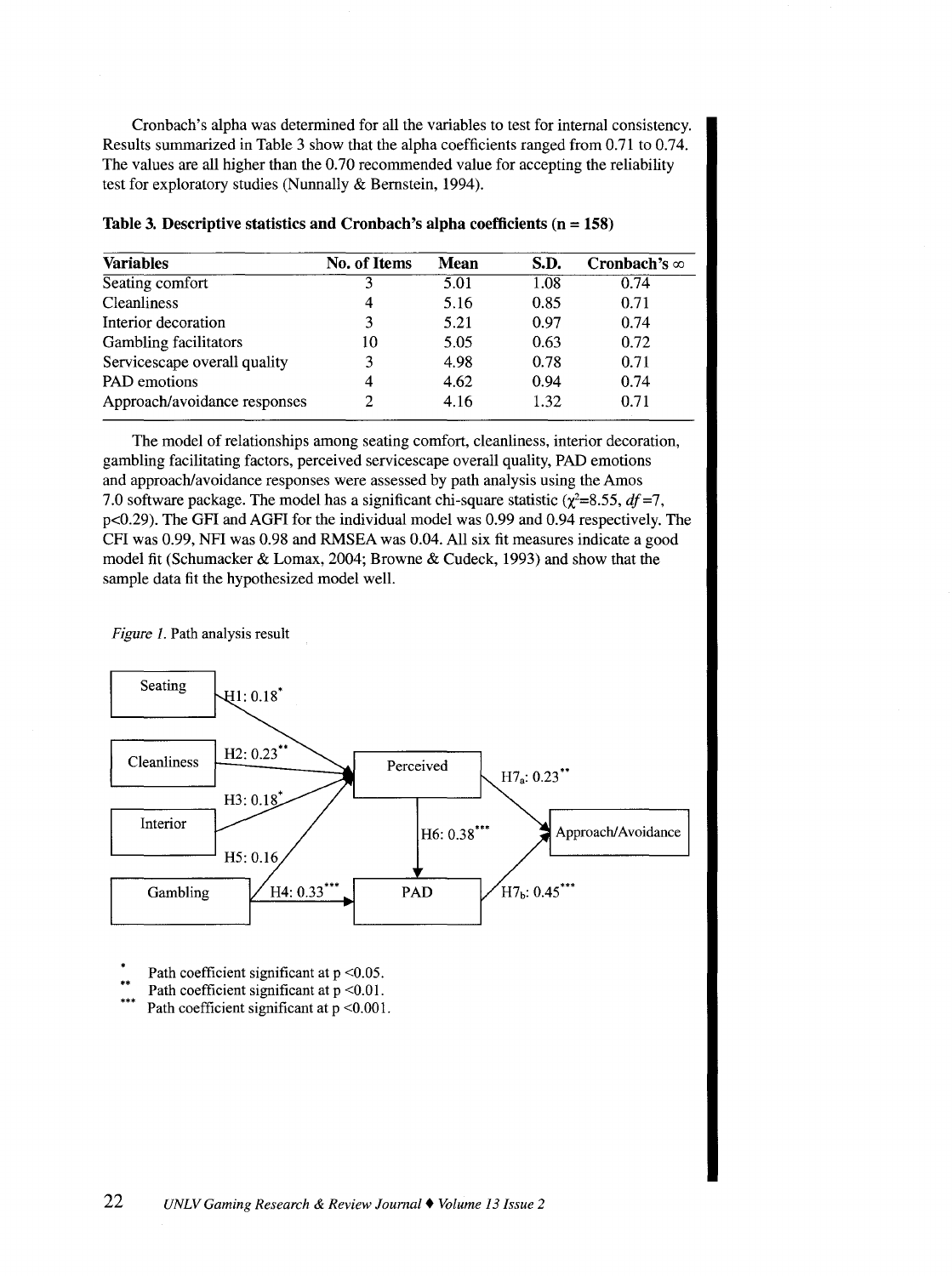Cronbach's alpha was determined for all the variables to test for internal consistency. Results summarized in Table 3 show that the alpha coefficients ranged from 0.71 to 0.74. The values are all higher than the 0.70 recommended value for accepting the reliability test for exploratory studies (Nunnally & Bernstein, 1994).

**Table 3. Descriptive statistics and Cronbach's alpha coefficients (n = 158)**

| Variables | No. of Items | Mean | S.D. | Cronbach's ∞ |
|---|---|---|---|---|
| Seating comfort | 3 | 5.01 | 1.08 | 0.74 |
| Cleanliness | 4 | 5.16 | 0.85 | 0.71 |
| Interior decoration | 3 | 5.21 | 0.97 | 0.74 |
| Gambling facilitators | 10 | 5.05 | 0.63 | 0.72 |
| Servicescape overall quality | 3 | 4.98 | 0.78 | 0.71 |
| PAD emotions | 4 | 4.62 | 0.94 | 0.74 |
| Approach/avoidance responses | 2 | 4.16 | 1.32 | 0.71 |

The model of relationships among seating comfort, cleanliness, interior decoration, gambling facilitating factors, perceived servicescape overall quality, PAD emotions and approach/avoidance responses were assessed by path analysis using the Amos 7.0 software package. The model has a significant chi-square statistic ($\chi^2$=8.55, *df* =7, p<0.29). The GFI and AGFI for the individual model was 0.99 and 0.94 respectively. The CFI was 0.99, NFI was 0.98 and RMSEA was 0.04. All six fit measures indicate a good model fit (Schumacker & Lomax, 2004; Browne & Cudeck, 1993) and show that the sample data fit the hypothesized model well.

*Figure 1.* Path analysis result

Seating — H1: 0.18* → Perceived
Cleanliness — H2: 0.23** → Perceived
Interior — H3: 0.18* → Perceived
Gambling — H5: 0.16 → Perceived
Gambling — H4: 0.33*** → PAD
Perceived — H6: 0.38*** → PAD
Perceived — H7a: 0.23** → Approach/Avoidance
PAD — H7b: 0.45*** → Approach/Avoidance

\* Path coefficient significant at p <0.05.
\*\* Path coefficient significant at p <0.01.
\*\*\* Path coefficient significant at p <0.001.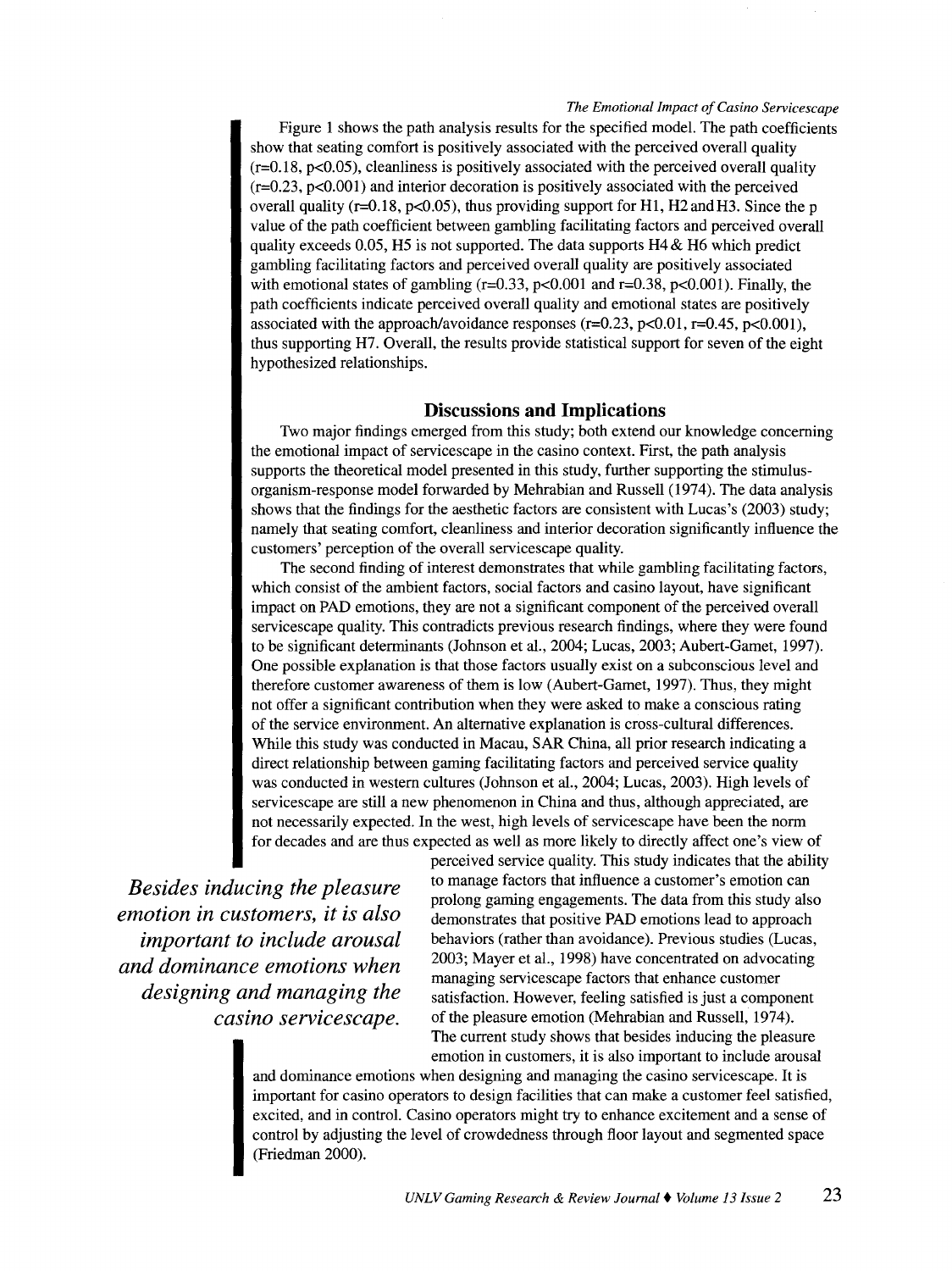Figure 1 shows the path analysis results for the specified model. The path coefficients show that seating comfort is positively associated with the perceived overall quality ($r=0.18$, $p<0.05$), cleanliness is positively associated with the perceived overall quality ($r=0.23$, $p<0.001$) and interior decoration is positively associated with the perceived overall quality ($r=0.18$, $p<0.05$), thus providing support for H1, H2 and H3. Since the p value of the path coefficient between gambling facilitating factors and perceived overall quality exceeds 0.05, H5 is not supported. The data supports H4 & H6 which predict gambling facilitating factors and perceived overall quality are positively associated with emotional states of gambling ($r=0.33$, $p<0.001$ and $r=0.38$, $p<0.001$). Finally, the path coefficients indicate perceived overall quality and emotional states are positively associated with the approach/avoidance responses ($r=0.23$, $p<0.01$, $r=0.45$, $p<0.001$), thus supporting H7. Overall, the results provide statistical support for seven of the eight hypothesized relationships.

## Discussions and Implications

Two major findings emerged from this study; both extend our knowledge concerning the emotional impact of servicescape in the casino context. First, the path analysis supports the theoretical model presented in this study, further supporting the stimulus-organism-response model forwarded by Mehrabian and Russell (1974). The data analysis shows that the findings for the aesthetic factors are consistent with Lucas's (2003) study; namely that seating comfort, cleanliness and interior decoration significantly influence the customers' perception of the overall servicescape quality.

The second finding of interest demonstrates that while gambling facilitating factors, which consist of the ambient factors, social factors and casino layout, have significant impact on PAD emotions, they are not a significant component of the perceived overall servicescape quality. This contradicts previous research findings, where they were found to be significant determinants (Johnson et al., 2004; Lucas, 2003; Aubert-Gamet, 1997). One possible explanation is that those factors usually exist on a subconscious level and therefore customer awareness of them is low (Aubert-Gamet, 1997). Thus, they might not offer a significant contribution when they were asked to make a conscious rating of the service environment. An alternative explanation is cross-cultural differences. While this study was conducted in Macau, SAR China, all prior research indicating a direct relationship between gaming facilitating factors and perceived service quality was conducted in western cultures (Johnson et al., 2004; Lucas, 2003). High levels of servicescape are still a new phenomenon in China and thus, although appreciated, are not necessarily expected. In the west, high levels of servicescape have been the norm for decades and are thus expected as well as more likely to directly affect one's view of perceived service quality. This study indicates that the ability to manage factors that influence a customer's emotion can prolong gaming engagements. The data from this study also demonstrates that positive PAD emotions lead to approach behaviors (rather than avoidance). Previous studies (Lucas, 2003; Mayer et al., 1998) have concentrated on advocating managing servicescape factors that enhance customer satisfaction. However, feeling satisfied is just a component of the pleasure emotion (Mehrabian and Russell, 1974). The current study shows that besides inducing the pleasure emotion in customers, it is also important to include arousal and dominance emotions when designing and managing the casino servicescape. It is important for casino operators to design facilities that can make a customer feel satisfied, excited, and in control. Casino operators might try to enhance excitement and a sense of control by adjusting the level of crowdedness through floor layout and segmented space (Friedman 2000).

> *Besides inducing the pleasure emotion in customers, it is also important to include arousal and dominance emotions when designing and managing the casino servicescape.*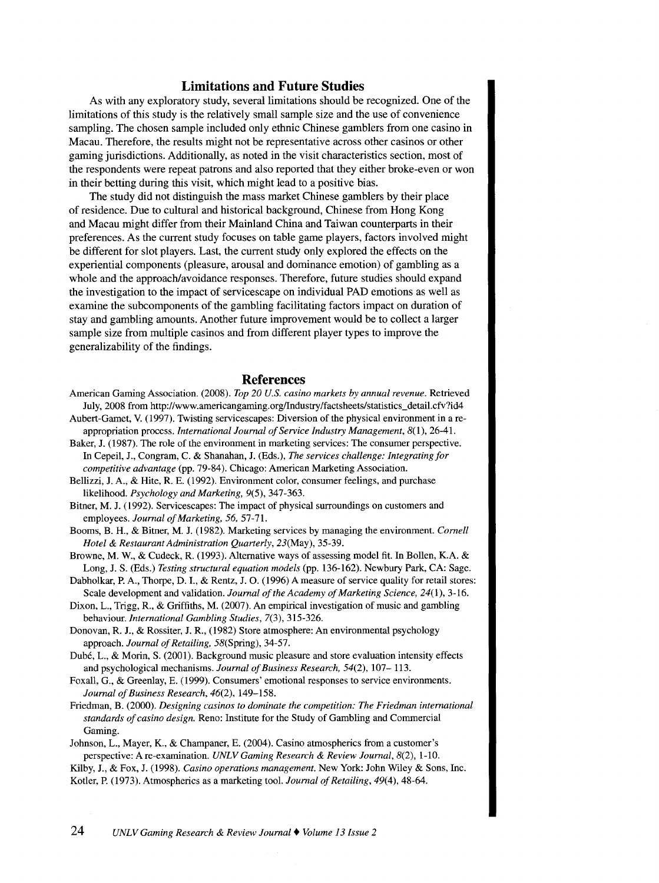## Limitations and Future Studies

As with any exploratory study, several limitations should be recognized. One of the limitations of this study is the relatively small sample size and the use of convenience sampling. The chosen sample included only ethnic Chinese gamblers from one casino in Macau. Therefore, the results might not be representative across other casinos or other gaming jurisdictions. Additionally, as noted in the visit characteristics section, most of the respondents were repeat patrons and also reported that they either broke-even or won in their betting during this visit, which might lead to a positive bias.

The study did not distinguish the mass market Chinese gamblers by their place of residence. Due to cultural and historical background, Chinese from Hong Kong and Macau might differ from their Mainland China and Taiwan counterparts in their preferences. As the current study focuses on table game players, factors involved might be different for slot players. Last, the current study only explored the effects on the experiential components (pleasure, arousal and dominance emotion) of gambling as a whole and the approach/avoidance responses. Therefore, future studies should expand the investigation to the impact of servicescape on individual PAD emotions as well as examine the subcomponents of the gambling facilitating factors impact on duration of stay and gambling amounts. Another future improvement would be to collect a larger sample size from multiple casinos and from different player types to improve the generalizability of the findings.

## References

American Gaming Association. (2008). *Top 20 U.S. casino markets by annual revenue*. Retrieved July, 2008 from http://www.americangaming.org/Industry/factsheets/statistics_detail.cfv?id4

Aubert-Gamet, V. (1997). Twisting servicescapes: Diversion of the physical environment in a re-appropriation process. *International Journal of Service Industry Management, 8*(1), 26-41.

Baker, J. (1987). The role of the environment in marketing services: The consumer perspective. In Cepeil, J., Congram, C. & Shanahan, J. (Eds.), *The services challenge: Integrating for competitive advantage* (pp. 79-84). Chicago: American Marketing Association.

Bellizzi, J. A., & Hite, R. E. (1992). Environment color, consumer feelings, and purchase likelihood. *Psychology and Marketing, 9*(5), 347-363.

Bitner, M. J. (1992). Servicescapes: The impact of physical surroundings on customers and employees. *Journal of Marketing, 56*, 57-71.

Booms, B. H., & Bitner, M. J. (1982). Marketing services by managing the environment. *Cornell Hotel & Restaurant Administration Quarterly, 23*(May), 35-39.

Browne, M. W., & Cudeck, R. (1993). Alternative ways of assessing model fit. In Bollen, K.A. & Long, J. S. (Eds.) *Testing structural equation models* (pp. 136-162). Newbury Park, CA: Sage.

Dabholkar, P. A., Thorpe, D. I., & Rentz, J. O. (1996) A measure of service quality for retail stores: Scale development and validation. *Journal of the Academy of Marketing Science, 24*(1), 3-16.

Dixon, L., Trigg, R., & Griffiths, M. (2007). An empirical investigation of music and gambling behaviour. *International Gambling Studies, 7*(3), 315-326.

Donovan, R. J., & Rossiter, J. R., (1982) Store atmosphere: An environmental psychology approach. *Journal of Retailing, 58*(Spring), 34-57.

Dubé, L., & Morin, S. (2001). Background music pleasure and store evaluation intensity effects and psychological mechanisms. *Journal of Business Research, 54*(2), 107– 113.

Foxall, G., & Greenlay, E. (1999). Consumers' emotional responses to service environments. *Journal of Business Research, 46*(2), 149–158.

Friedman, B. (2000). *Designing casinos to dominate the competition: The Friedman international standards of casino design*. Reno: Institute for the Study of Gambling and Commercial Gaming.

Johnson, L., Mayer, K., & Champaner, E. (2004). Casino atmospherics from a customer's perspective: A re-examination. *UNLV Gaming Research & Review Journal, 8*(2), 1-10.

Kilby, J., & Fox, J. (1998). *Casino operations management*. New York: John Wiley & Sons, Inc.

Kotler, P. (1973). Atmospherics as a marketing tool. *Journal of Retailing, 49*(4), 48-64.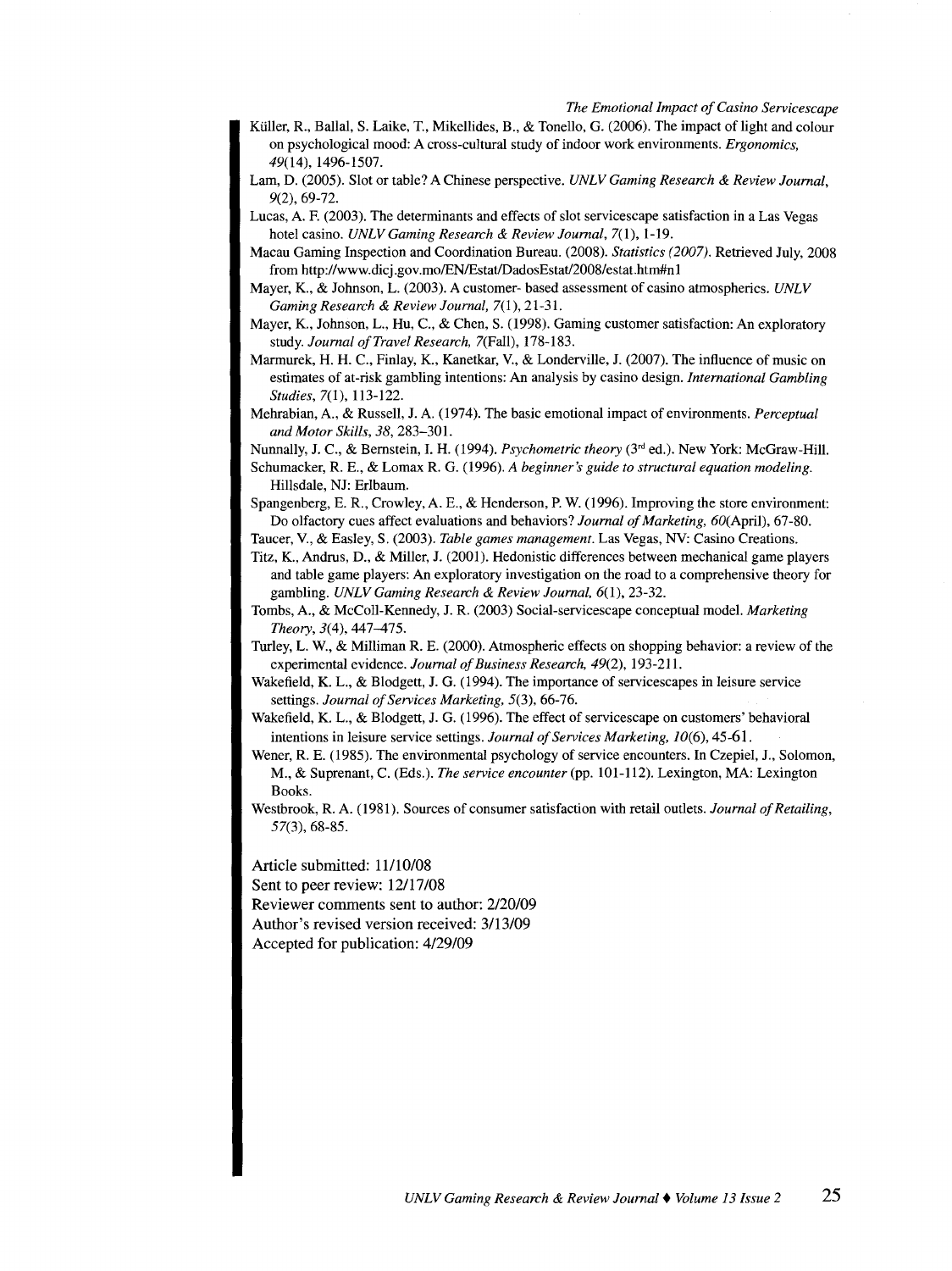Küller, R., Ballal, S. Laike, T., Mikellides, B., & Tonello, G. (2006). The impact of light and colour on psychological mood: A cross-cultural study of indoor work environments. *Ergonomics, 49*(14), 1496-1507.

Lam, D. (2005). Slot or table? A Chinese perspective. *UNLV Gaming Research & Review Journal, 9*(2), 69-72.

Lucas, A. F. (2003). The determinants and effects of slot servicescape satisfaction in a Las Vegas hotel casino. *UNLV Gaming Research & Review Journal, 7*(1), 1-19.

Macau Gaming Inspection and Coordination Bureau. (2008). *Statistics (2007)*. Retrieved July, 2008 from http://www.dicj.gov.mo/EN/Estat/DadosEstat/2008/estat.htm#n1

Mayer, K., & Johnson, L. (2003). A customer- based assessment of casino atmospherics. *UNLV Gaming Research & Review Journal, 7*(1), 21-31.

Mayer, K., Johnson, L., Hu, C., & Chen, S. (1998). Gaming customer satisfaction: An exploratory study. *Journal of Travel Research, 7*(Fall), 178-183.

Marmurek, H. H. C., Finlay, K., Kanetkar, V., & Londerville, J. (2007). The influence of music on estimates of at-risk gambling intentions: An analysis by casino design. *International Gambling Studies, 7*(1), 113-122.

Mehrabian, A., & Russell, J. A. (1974). The basic emotional impact of environments. *Perceptual and Motor Skills, 38*, 283–301.

Nunnally, J. C., & Bernstein, I. H. (1994). *Psychometric theory* (3rd ed.). New York: McGraw-Hill.

Schumacker, R. E., & Lomax R. G. (1996). *A beginner's guide to structural equation modeling.* Hillsdale, NJ: Erlbaum.

Spangenberg, E. R., Crowley, A. E., & Henderson, P. W. (1996). Improving the store environment: Do olfactory cues affect evaluations and behaviors? *Journal of Marketing, 60*(April), 67-80.

Taucer, V., & Easley, S. (2003). *Table games management.* Las Vegas, NV: Casino Creations.

Titz, K., Andrus, D., & Miller, J. (2001). Hedonistic differences between mechanical game players and table game players: An exploratory investigation on the road to a comprehensive theory for gambling. *UNLV Gaming Research & Review Journal, 6*(1), 23-32.

Tombs, A., & McColl-Kennedy, J. R. (2003) Social-servicescape conceptual model. *Marketing Theory, 3*(4), 447–475.

Turley, L. W., & Milliman R. E. (2000). Atmospheric effects on shopping behavior: a review of the experimental evidence. *Journal of Business Research, 49*(2), 193-211.

Wakefield, K. L., & Blodgett, J. G. (1994). The importance of servicescapes in leisure service settings. *Journal of Services Marketing, 5*(3), 66-76.

Wakefield, K. L., & Blodgett, J. G. (1996). The effect of servicescape on customers' behavioral intentions in leisure service settings. *Journal of Services Marketing, 10*(6), 45-61.

Wener, R. E. (1985). The environmental psychology of service encounters. In Czepiel, J., Solomon, M., & Suprenant, C. (Eds.). *The service encounter* (pp. 101-112). Lexington, MA: Lexington Books.

Westbrook, R. A. (1981). Sources of consumer satisfaction with retail outlets. *Journal of Retailing, 57*(3), 68-85.

Article submitted: 11/10/08
Sent to peer review: 12/17/08
Reviewer comments sent to author: 2/20/09
Author's revised version received: 3/13/09
Accepted for publication: 4/29/09